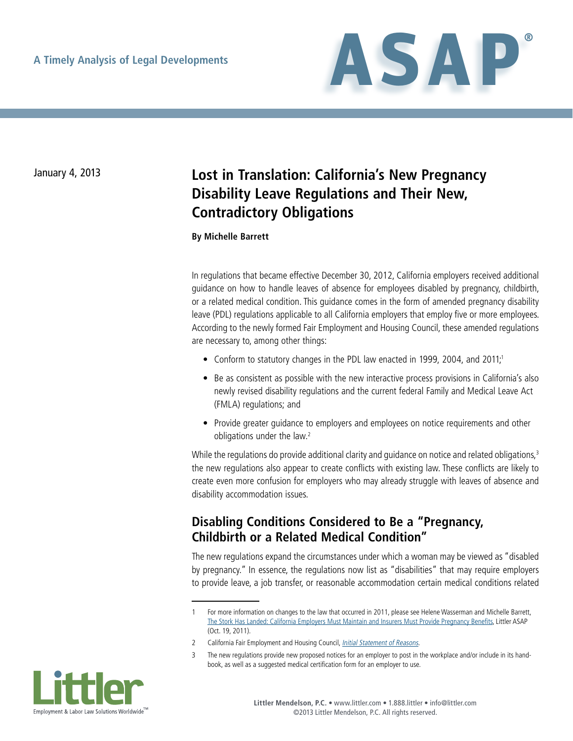A Timely Analysis of Legal Developments

# ASAP®

January 4, 2013

## Lost in Translation: California's New Pregnancy Disability Leave Regulations and Their New, Contradictory Obligations

**By Michelle Barrett**

In regulations that became effective December 30, 2012, California employers received additional guidance on how to handle leaves of absence for employees disabled by pregnancy, childbirth, or a related medical condition. This guidance comes in the form of amended pregnancy disability leave (PDL) regulations applicable to all California employers that employ five or more employees. According to the newly formed Fair Employment and Housing Council, these amended regulations are necessary to, among other things:

- Conform to statutory changes in the PDL law enacted in 1999, 2004, and 2011;[1]
- Be as consistent as possible with the new interactive process provisions in California's also newly revised disability regulations and the current federal Family and Medical Leave Act (FMLA) regulations; and
- Provide greater guidance to employers and employees on notice requirements and other obligations under the law.[2]

While the regulations do provide additional clarity and guidance on notice and related obligations,[3] the new regulations also appear to create conflicts with existing law. These conflicts are likely to create even more confusion for employers who may already struggle with leaves of absence and disability accommodation issues.

## Disabling Conditions Considered to Be a "Pregnancy, Childbirth or a Related Medical Condition"

The new regulations expand the circumstances under which a woman may be viewed as "disabled by pregnancy." In essence, the regulations now list as "disabilities" that may require employers to provide leave, a job transfer, or reasonable accommodation certain medical conditions related

---

1 For more information on changes to the law that occurred in 2011, please see Helene Wasserman and Michelle Barrett, The Stork Has Landed: California Employers Must Maintain and Insurers Must Provide Pregnancy Benefits, Littler ASAP (Oct. 19, 2011).

2 California Fair Employment and Housing Council, *Initial Statement of Reasons*.

3 The new regulations provide new proposed notices for an employer to post in the workplace and/or include in its handbook, as well as a suggested medical certification form for an employer to use.

Littler — Employment & Labor Law Solutions Worldwide™

**Littler Mendelson, P.C.** • www.littler.com • 1.888.littler • info@littler.com
©2013 Littler Mendelson, P.C. All rights reserved.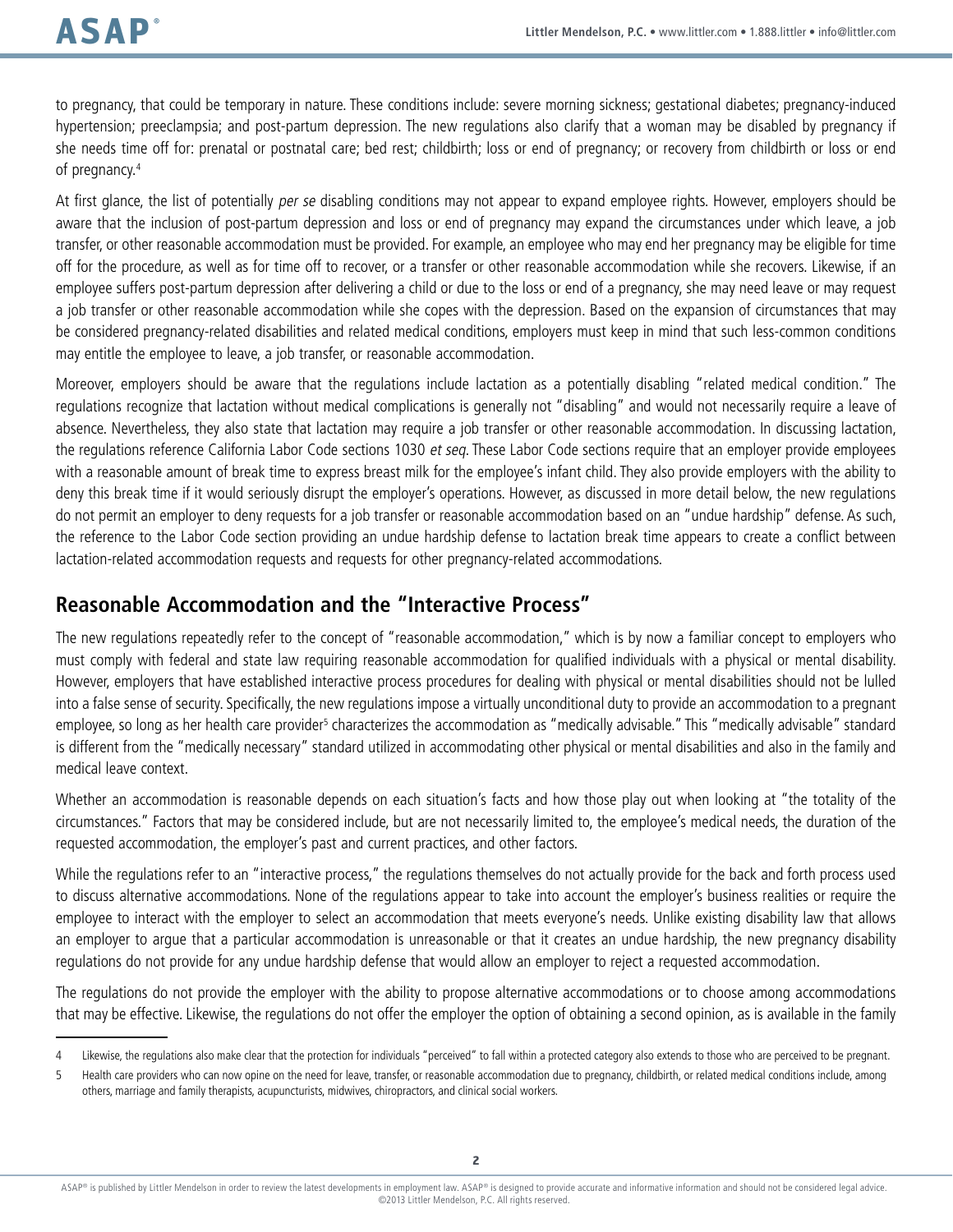to pregnancy, that could be temporary in nature. These conditions include: severe morning sickness; gestational diabetes; pregnancy-induced hypertension; preeclampsia; and post-partum depression. The new regulations also clarify that a woman may be disabled by pregnancy if she needs time off for: prenatal or postnatal care; bed rest; childbirth; loss or end of pregnancy; or recovery from childbirth or loss or end of pregnancy.[4]

At first glance, the list of potentially *per se* disabling conditions may not appear to expand employee rights. However, employers should be aware that the inclusion of post-partum depression and loss or end of pregnancy may expand the circumstances under which leave, a job transfer, or other reasonable accommodation must be provided. For example, an employee who may end her pregnancy may be eligible for time off for the procedure, as well as for time off to recover, or a transfer or other reasonable accommodation while she recovers. Likewise, if an employee suffers post-partum depression after delivering a child or due to the loss or end of a pregnancy, she may need leave or may request a job transfer or other reasonable accommodation while she copes with the depression. Based on the expansion of circumstances that may be considered pregnancy-related disabilities and related medical conditions, employers must keep in mind that such less-common conditions may entitle the employee to leave, a job transfer, or reasonable accommodation.

Moreover, employers should be aware that the regulations include lactation as a potentially disabling "related medical condition." The regulations recognize that lactation without medical complications is generally not "disabling" and would not necessarily require a leave of absence. Nevertheless, they also state that lactation may require a job transfer or other reasonable accommodation. In discussing lactation, the regulations reference California Labor Code sections 1030 *et seq*. These Labor Code sections require that an employer provide employees with a reasonable amount of break time to express breast milk for the employee's infant child. They also provide employers with the ability to deny this break time if it would seriously disrupt the employer's operations. However, as discussed in more detail below, the new regulations do not permit an employer to deny requests for a job transfer or reasonable accommodation based on an "undue hardship" defense. As such, the reference to the Labor Code section providing an undue hardship defense to lactation break time appears to create a conflict between lactation-related accommodation requests and requests for other pregnancy-related accommodations.

## Reasonable Accommodation and the "Interactive Process"

The new regulations repeatedly refer to the concept of "reasonable accommodation," which is by now a familiar concept to employers who must comply with federal and state law requiring reasonable accommodation for qualified individuals with a physical or mental disability. However, employers that have established interactive process procedures for dealing with physical or mental disabilities should not be lulled into a false sense of security. Specifically, the new regulations impose a virtually unconditional duty to provide an accommodation to a pregnant employee, so long as her health care provider[5] characterizes the accommodation as "medically advisable." This "medically advisable" standard is different from the "medically necessary" standard utilized in accommodating other physical or mental disabilities and also in the family and medical leave context.

Whether an accommodation is reasonable depends on each situation's facts and how those play out when looking at "the totality of the circumstances." Factors that may be considered include, but are not necessarily limited to, the employee's medical needs, the duration of the requested accommodation, the employer's past and current practices, and other factors.

While the regulations refer to an "interactive process," the regulations themselves do not actually provide for the back and forth process used to discuss alternative accommodations. None of the regulations appear to take into account the employer's business realities or require the employee to interact with the employer to select an accommodation that meets everyone's needs. Unlike existing disability law that allows an employer to argue that a particular accommodation is unreasonable or that it creates an undue hardship, the new pregnancy disability regulations do not provide for any undue hardship defense that would allow an employer to reject a requested accommodation.

The regulations do not provide the employer with the ability to propose alternative accommodations or to choose among accommodations that may be effective. Likewise, the regulations do not offer the employer the option of obtaining a second opinion, as is available in the family

---

4 Likewise, the regulations also make clear that the protection for individuals "perceived" to fall within a protected category also extends to those who are perceived to be pregnant.

5 Health care providers who can now opine on the need for leave, transfer, or reasonable accommodation due to pregnancy, childbirth, or related medical conditions include, among others, marriage and family therapists, acupuncturists, midwives, chiropractors, and clinical social workers.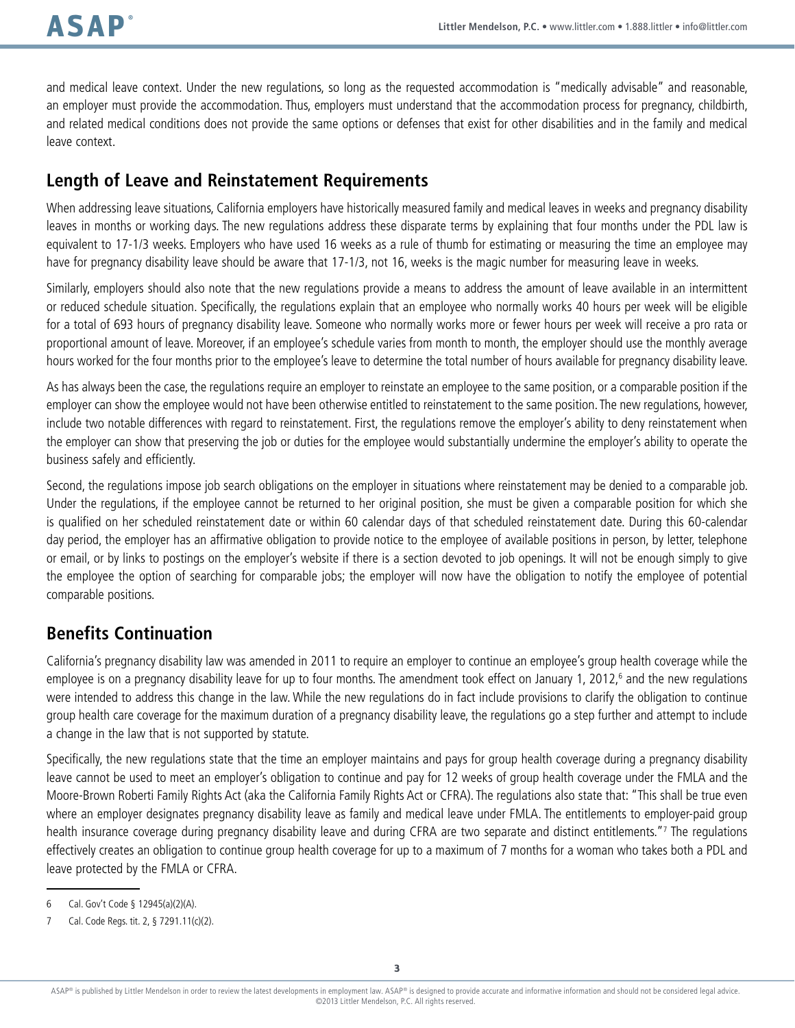and medical leave context. Under the new regulations, so long as the requested accommodation is "medically advisable" and reasonable, an employer must provide the accommodation. Thus, employers must understand that the accommodation process for pregnancy, childbirth, and related medical conditions does not provide the same options or defenses that exist for other disabilities and in the family and medical leave context.

## Length of Leave and Reinstatement Requirements

When addressing leave situations, California employers have historically measured family and medical leaves in weeks and pregnancy disability leaves in months or working days. The new regulations address these disparate terms by explaining that four months under the PDL law is equivalent to 17-1/3 weeks. Employers who have used 16 weeks as a rule of thumb for estimating or measuring the time an employee may have for pregnancy disability leave should be aware that 17-1/3, not 16, weeks is the magic number for measuring leave in weeks.

Similarly, employers should also note that the new regulations provide a means to address the amount of leave available in an intermittent or reduced schedule situation. Specifically, the regulations explain that an employee who normally works 40 hours per week will be eligible for a total of 693 hours of pregnancy disability leave. Someone who normally works more or fewer hours per week will receive a pro rata or proportional amount of leave. Moreover, if an employee's schedule varies from month to month, the employer should use the monthly average hours worked for the four months prior to the employee's leave to determine the total number of hours available for pregnancy disability leave.

As has always been the case, the regulations require an employer to reinstate an employee to the same position, or a comparable position if the employer can show the employee would not have been otherwise entitled to reinstatement to the same position. The new regulations, however, include two notable differences with regard to reinstatement. First, the regulations remove the employer's ability to deny reinstatement when the employer can show that preserving the job or duties for the employee would substantially undermine the employer's ability to operate the business safely and efficiently.

Second, the regulations impose job search obligations on the employer in situations where reinstatement may be denied to a comparable job. Under the regulations, if the employee cannot be returned to her original position, she must be given a comparable position for which she is qualified on her scheduled reinstatement date or within 60 calendar days of that scheduled reinstatement date. During this 60-calendar day period, the employer has an affirmative obligation to provide notice to the employee of available positions in person, by letter, telephone or email, or by links to postings on the employer's website if there is a section devoted to job openings. It will not be enough simply to give the employee the option of searching for comparable jobs; the employer will now have the obligation to notify the employee of potential comparable positions.

## Benefits Continuation

California's pregnancy disability law was amended in 2011 to require an employer to continue an employee's group health coverage while the employee is on a pregnancy disability leave for up to four months. The amendment took effect on January 1, 2012,[6] and the new regulations were intended to address this change in the law. While the new regulations do in fact include provisions to clarify the obligation to continue group health care coverage for the maximum duration of a pregnancy disability leave, the regulations go a step further and attempt to include a change in the law that is not supported by statute.

Specifically, the new regulations state that the time an employer maintains and pays for group health coverage during a pregnancy disability leave cannot be used to meet an employer's obligation to continue and pay for 12 weeks of group health coverage under the FMLA and the Moore-Brown Roberti Family Rights Act (aka the California Family Rights Act or CFRA). The regulations also state that: "This shall be true even where an employer designates pregnancy disability leave as family and medical leave under FMLA. The entitlements to employer-paid group health insurance coverage during pregnancy disability leave and during CFRA are two separate and distinct entitlements."[7] The regulations effectively creates an obligation to continue group health coverage for up to a maximum of 7 months for a woman who takes both a PDL and leave protected by the FMLA or CFRA.

---

6 Cal. Gov't Code § 12945(a)(2)(A).

7 Cal. Code Regs. tit. 2, § 7291.11(c)(2).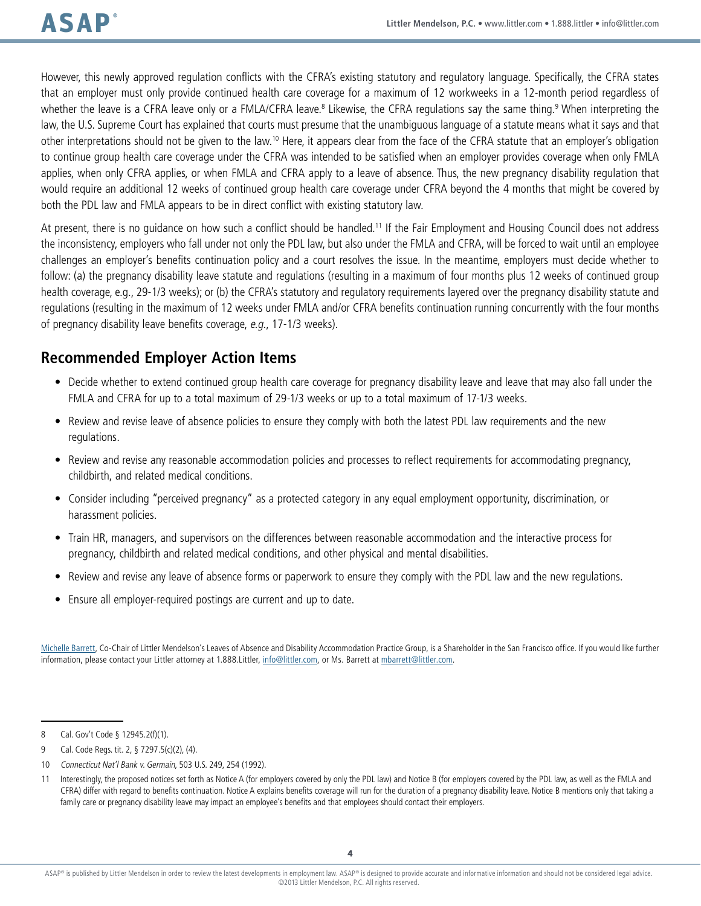However, this newly approved regulation conflicts with the CFRA's existing statutory and regulatory language. Specifically, the CFRA states that an employer must only provide continued health care coverage for a maximum of 12 workweeks in a 12-month period regardless of whether the leave is a CFRA leave only or a FMLA/CFRA leave.[8] Likewise, the CFRA regulations say the same thing.[9] When interpreting the law, the U.S. Supreme Court has explained that courts must presume that the unambiguous language of a statute means what it says and that other interpretations should not be given to the law.[10] Here, it appears clear from the face of the CFRA statute that an employer's obligation to continue group health care coverage under the CFRA was intended to be satisfied when an employer provides coverage when only FMLA applies, when only CFRA applies, or when FMLA and CFRA apply to a leave of absence. Thus, the new pregnancy disability regulation that would require an additional 12 weeks of continued group health care coverage under CFRA beyond the 4 months that might be covered by both the PDL law and FMLA appears to be in direct conflict with existing statutory law.

At present, there is no guidance on how such a conflict should be handled.[11] If the Fair Employment and Housing Council does not address the inconsistency, employers who fall under not only the PDL law, but also under the FMLA and CFRA, will be forced to wait until an employee challenges an employer's benefits continuation policy and a court resolves the issue. In the meantime, employers must decide whether to follow: (a) the pregnancy disability leave statute and regulations (resulting in a maximum of four months plus 12 weeks of continued group health coverage, e.g., 29-1/3 weeks); or (b) the CFRA's statutory and regulatory requirements layered over the pregnancy disability statute and regulations (resulting in the maximum of 12 weeks under FMLA and/or CFRA benefits continuation running concurrently with the four months of pregnancy disability leave benefits coverage, *e.g.*, 17-1/3 weeks).

## Recommended Employer Action Items

- Decide whether to extend continued group health care coverage for pregnancy disability leave and leave that may also fall under the FMLA and CFRA for up to a total maximum of 29-1/3 weeks or up to a total maximum of 17-1/3 weeks.
- Review and revise leave of absence policies to ensure they comply with both the latest PDL law requirements and the new regulations.
- Review and revise any reasonable accommodation policies and processes to reflect requirements for accommodating pregnancy, childbirth, and related medical conditions.
- Consider including "perceived pregnancy" as a protected category in any equal employment opportunity, discrimination, or harassment policies.
- Train HR, managers, and supervisors on the differences between reasonable accommodation and the interactive process for pregnancy, childbirth and related medical conditions, and other physical and mental disabilities.
- Review and revise any leave of absence forms or paperwork to ensure they comply with the PDL law and the new regulations.
- Ensure all employer-required postings are current and up to date.

Michelle Barrett, Co-Chair of Littler Mendelson's Leaves of Absence and Disability Accommodation Practice Group, is a Shareholder in the San Francisco office. If you would like further information, please contact your Littler attorney at 1.888.Littler, info@littler.com, or Ms. Barrett at mbarrett@littler.com.

---

8 Cal. Gov't Code § 12945.2(f)(1).

9 Cal. Code Regs. tit. 2, § 7297.5(c)(2), (4).

10 *Connecticut Nat'l Bank v. Germain*, 503 U.S. 249, 254 (1992).

11 Interestingly, the proposed notices set forth as Notice A (for employers covered by only the PDL law) and Notice B (for employers covered by the PDL law, as well as the FMLA and CFRA) differ with regard to benefits continuation. Notice A explains benefits coverage will run for the duration of a pregnancy disability leave. Notice B mentions only that taking a family care or pregnancy disability leave may impact an employee's benefits and that employees should contact their employers.